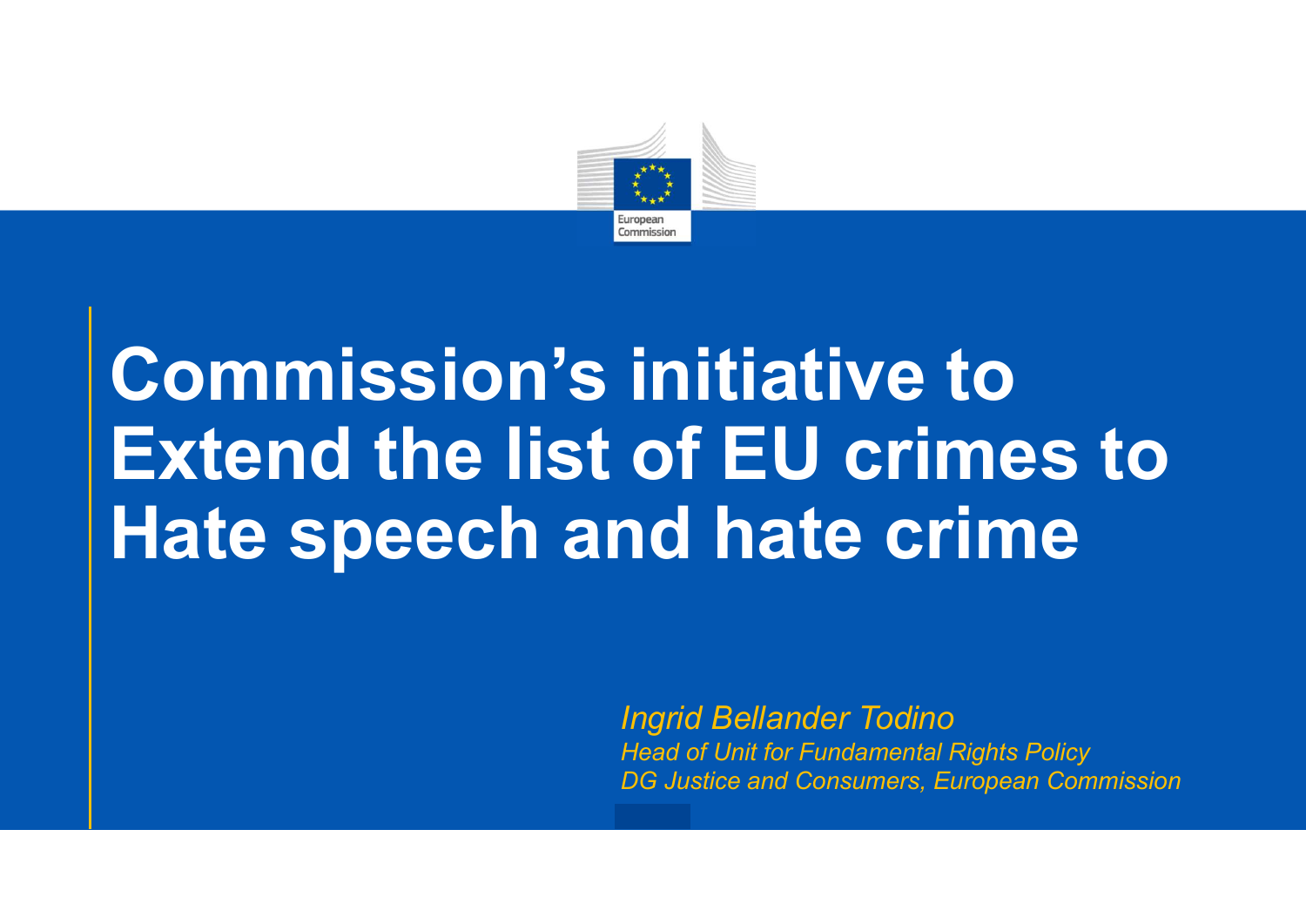# Commission's initiative to Extend the list of EU crimes to Hate speech and hate crime

*Ingrid Bellander Todino*

*Head of Unit for Fundamental Rights Policy*

*DG Justice and Consumers, European Commission*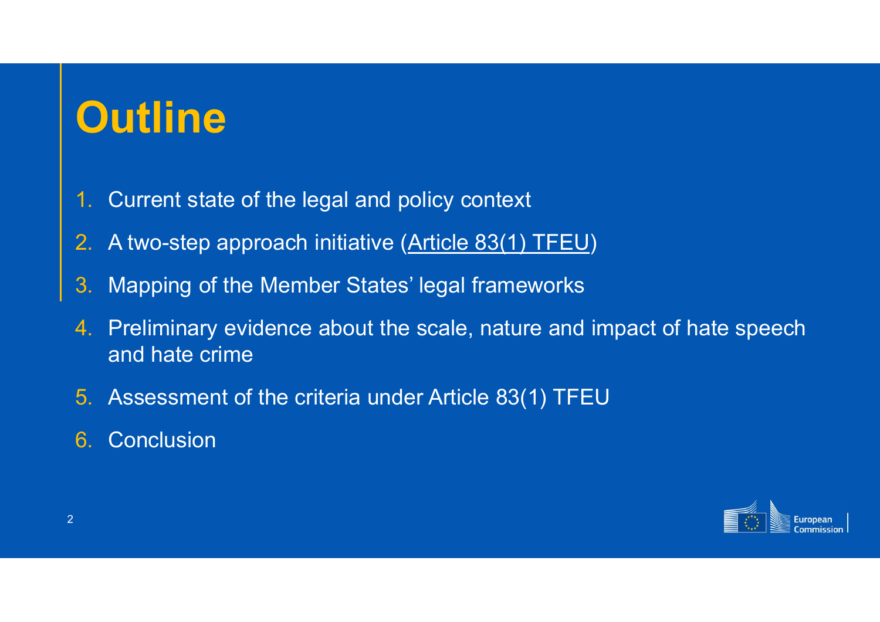# Outline

1. Current state of the legal and policy context
2. A two-step approach initiative (Article 83(1) TFEU)
3. Mapping of the Member States' legal frameworks
4. Preliminary evidence about the scale, nature and impact of hate speech and hate crime
5. Assessment of the criteria under Article 83(1) TFEU
6. Conclusion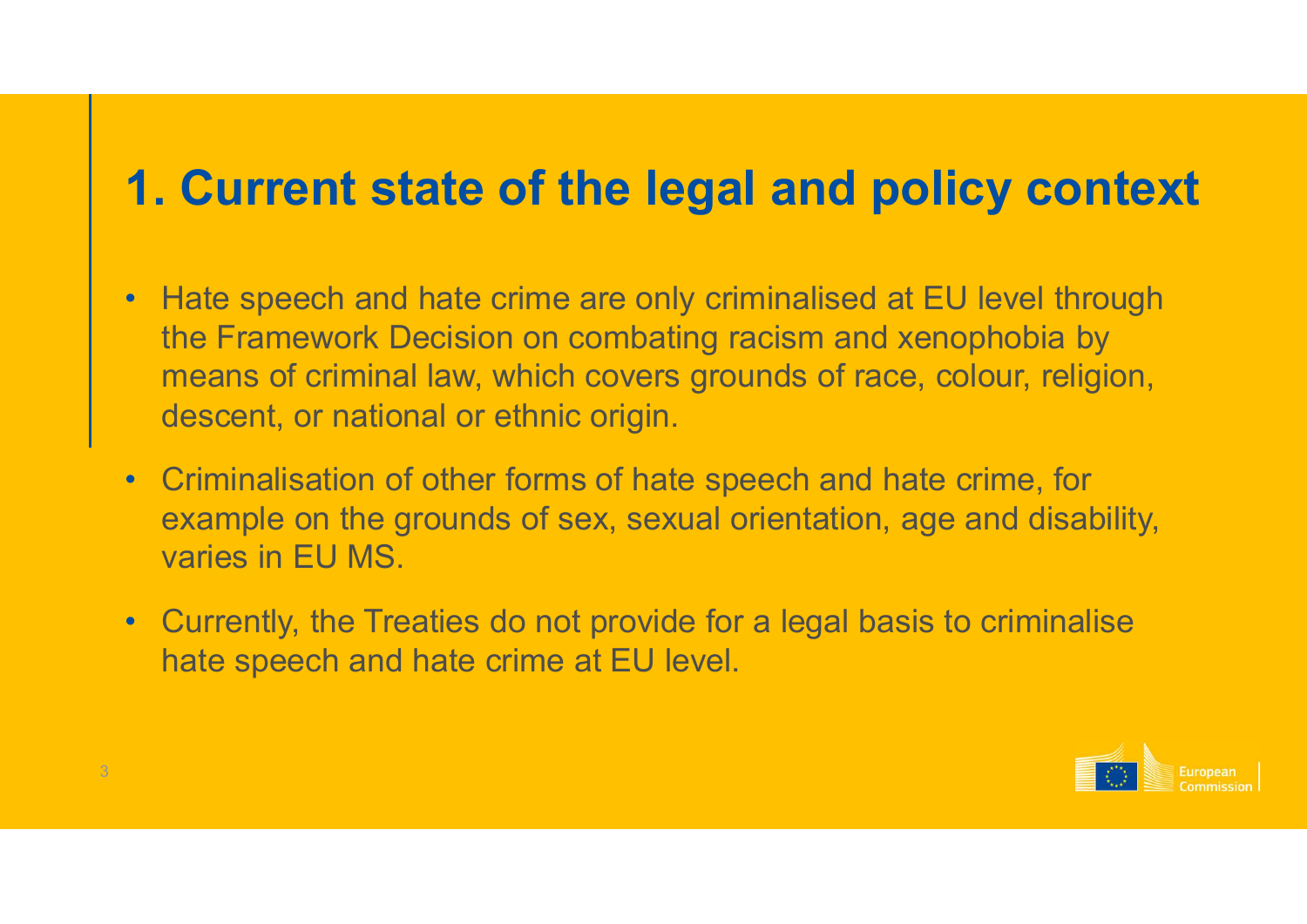# 1. Current state of the legal and policy context

- Hate speech and hate crime are only criminalised at EU level through the Framework Decision on combating racism and xenophobia by means of criminal law, which covers grounds of race, colour, religion, descent, or national or ethnic origin.
- Criminalisation of other forms of hate speech and hate crime, for example on the grounds of sex, sexual orientation, age and disability, varies in EU MS.
- Currently, the Treaties do not provide for a legal basis to criminalise hate speech and hate crime at EU level.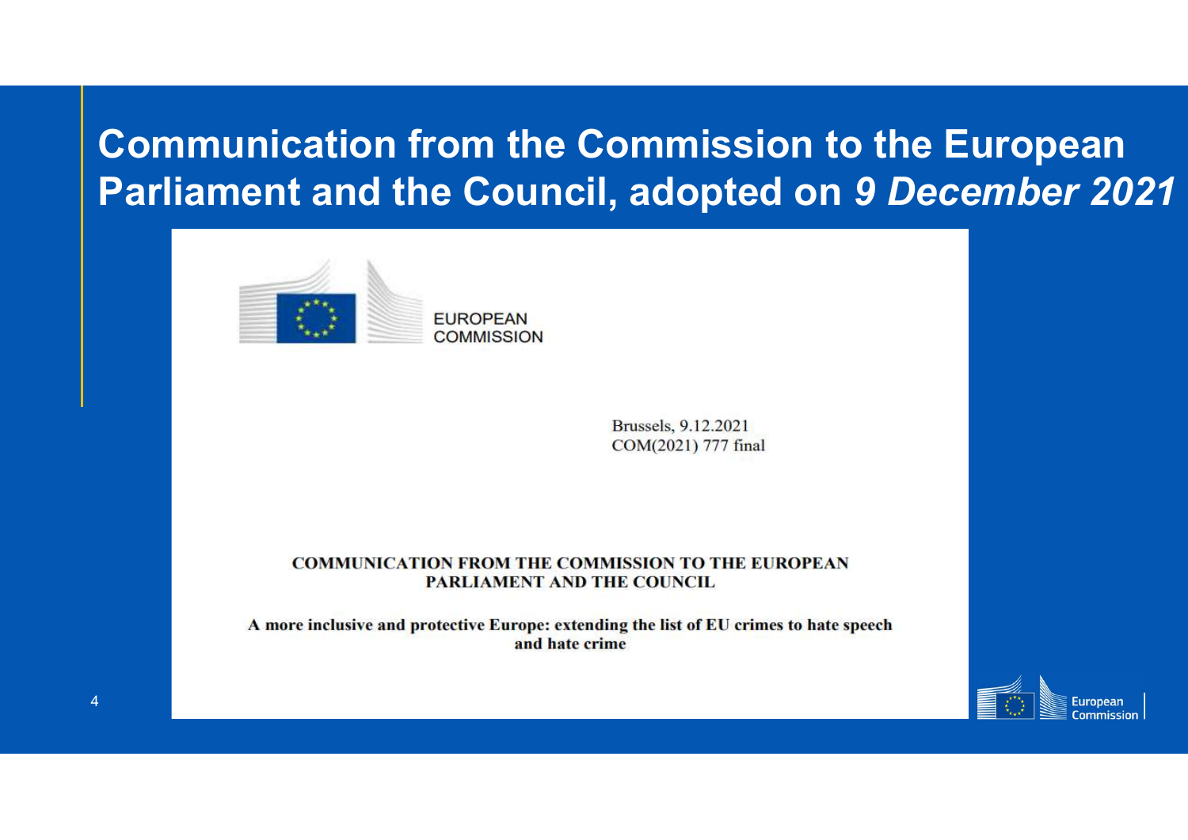# Communication from the Commission to the European Parliament and the Council, adopted on *9 December 2021*

EUROPEAN COMMISSION

Brussels, 9.12.2021
COM(2021) 777 final

**COMMUNICATION FROM THE COMMISSION TO THE EUROPEAN PARLIAMENT AND THE COUNCIL**

**A more inclusive and protective Europe: extending the list of EU crimes to hate speech and hate crime**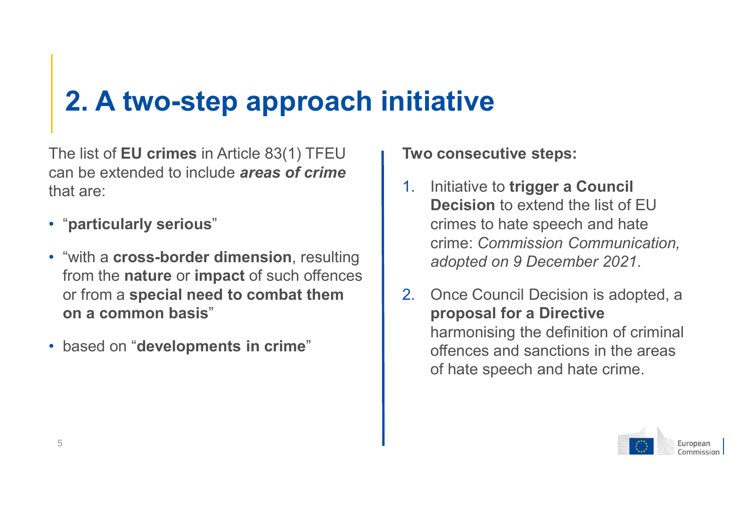# 2. A two-step approach initiative

The list of **EU crimes** in Article 83(1) TFEU can be extended to include ***areas of crime*** that are:

- "**particularly serious**"
- "with a **cross-border dimension**, resulting from the **nature** or **impact** of such offences or from a **special need to combat them on a common basis**"
- based on "**developments in crime**"

**Two consecutive steps:**

1. Initiative to **trigger a Council Decision** to extend the list of EU crimes to hate speech and hate crime: *Commission Communication, adopted on 9 December 2021*.
2. Once Council Decision is adopted, a **proposal for a Directive** harmonising the definition of criminal offences and sanctions in the areas of hate speech and hate crime.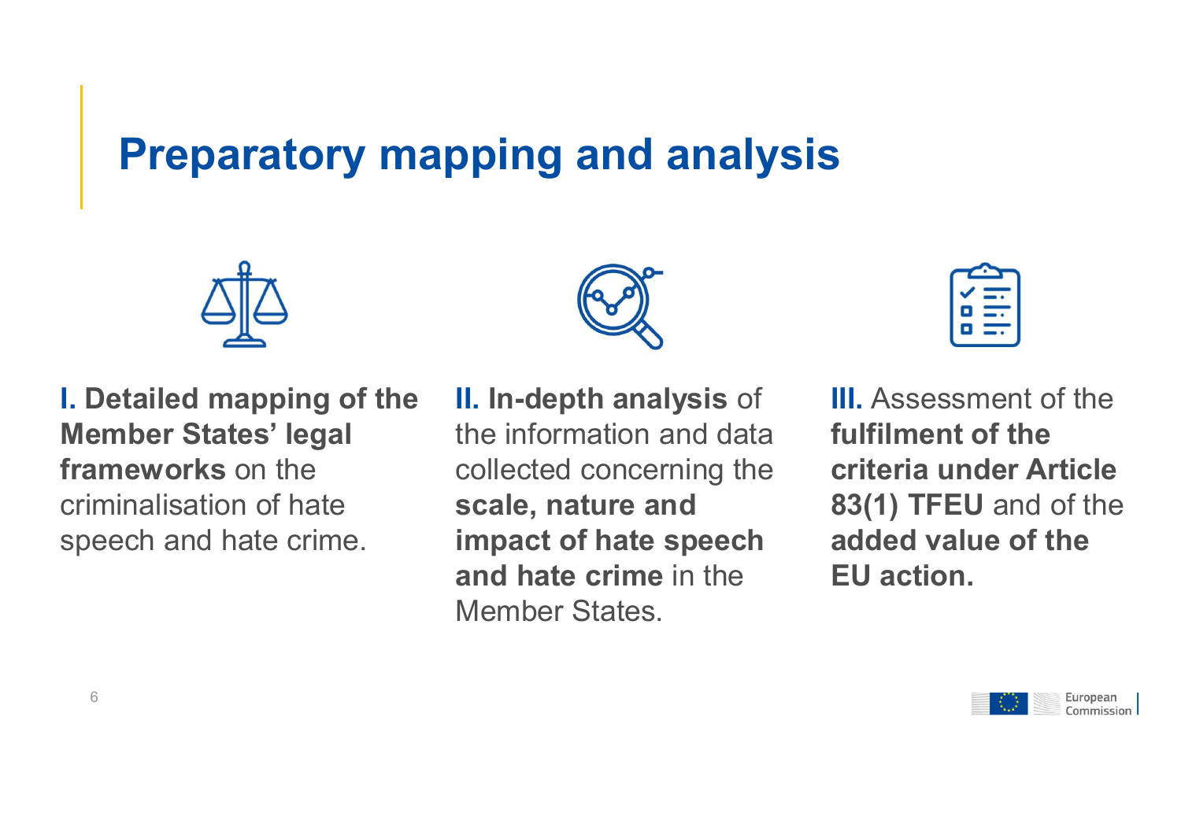# Preparatory mapping and analysis

**I. Detailed mapping of the Member States' legal frameworks** on the criminalisation of hate speech and hate crime.

**II. In-depth analysis** of the information and data collected concerning the **scale, nature and impact of hate speech and hate crime** in the Member States.

**III.** Assessment of the **fulfilment of the criteria under Article 83(1) TFEU** and of the **added value of the EU action.**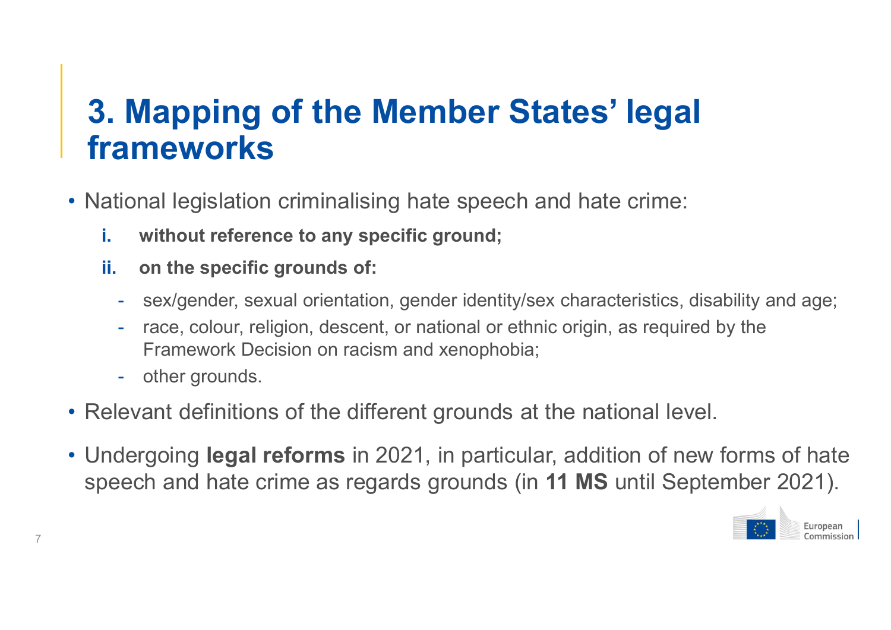# 3. Mapping of the Member States' legal frameworks

- National legislation criminalising hate speech and hate crime:
  - i. **without reference to any specific ground;**
  - ii. **on the specific grounds of:**
    - sex/gender, sexual orientation, gender identity/sex characteristics, disability and age;
    - race, colour, religion, descent, or national or ethnic origin, as required by the Framework Decision on racism and xenophobia;
    - other grounds.
- Relevant definitions of the different grounds at the national level.
- Undergoing **legal reforms** in 2021, in particular, addition of new forms of hate speech and hate crime as regards grounds (in **11 MS** until September 2021).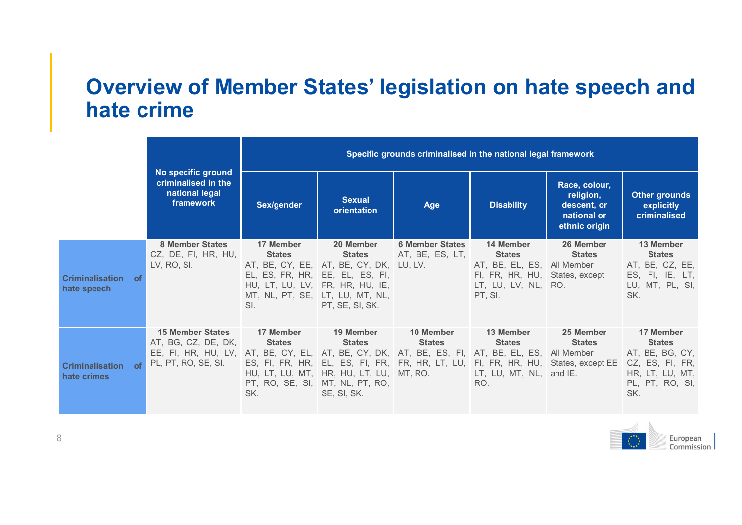# Overview of Member States' legislation on hate speech and hate crime

| | No specific ground criminalised in the national legal framework | Specific grounds criminalised in the national legal framework | | | | | |
|---|---|---|---|---|---|---|---|
| | | Sex/gender | Sexual orientation | Age | Disability | Race, colour, religion, descent, or national or ethnic origin | Other grounds explicitly criminalised |
| **Criminalisation of hate speech** | **8 Member States** CZ, DE, FI, HR, HU, LV, RO, SI. | **17 Member States** AT, BE, CY, EE, EL, ES, FR, HR, HU, LT, LU, LV, MT, NL, PT, SE, SI. | **20 Member States** AT, BE, CY, DK, EE, EL, ES, FI, FR, HR, HU, IE, LT, LU, MT, NL, PT, SE, SI, SK. | **6 Member States** AT, BE, ES, LT, LU, LV. | **14 Member States** AT, BE, EL, ES, FI, FR, HR, HU, LT, LU, LV, NL, PT, SI. | **26 Member States** All Member States, except RO. | **13 Member States** AT, BE, CZ, EE, ES, FI, IE, LT, LU, MT, PL, SI, SK. |
| **Criminalisation of hate crimes** | **15 Member States** AT, BG, CZ, DE, DK, EE, FI, HR, HU, LV, PL, PT, RO, SE, SI. | **17 Member States** AT, BE, CY, EL, ES, FI, FR, HR, HU, LT, LU, MT, PT, RO, SE, SI, SK. | **19 Member States** AT, BE, CY, DK, EL, ES, FI, FR, HR, HU, LT, LU, MT, NL, PT, RO, SE, SI, SK. | **10 Member States** AT, BE, ES, FI, FR, HR, LT, LU, MT, RO. | **13 Member States** AT, BE, EL, ES, FI, FR, HR, HU, LT, LU, MT, NL, RO. | **25 Member States** All Member States, except EE and IE. | **17 Member States** AT, BE, BG, CY, CZ, ES, FI, FR, HR, LT, LU, MT, PL, PT, RO, SI, SK. |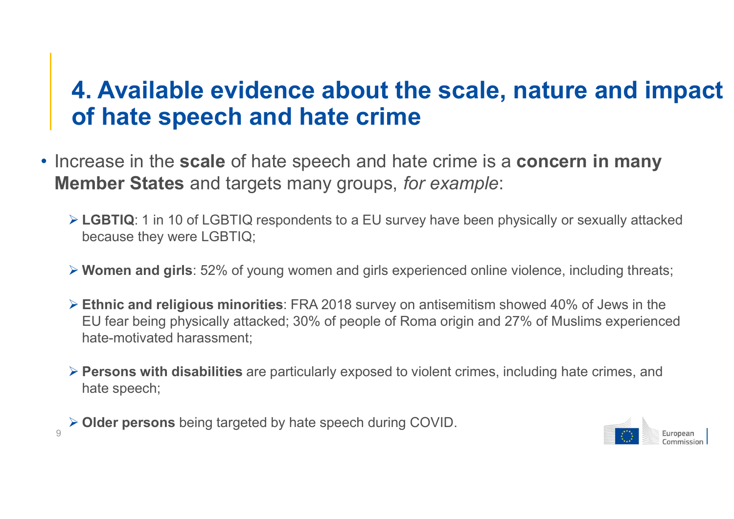# 4. Available evidence about the scale, nature and impact of hate speech and hate crime

- Increase in the **scale** of hate speech and hate crime is a **concern in many Member States** and targets many groups, *for example*:
  - **LGBTIQ**: 1 in 10 of LGBTIQ respondents to a EU survey have been physically or sexually attacked because they were LGBTIQ;
  - **Women and girls**: 52% of young women and girls experienced online violence, including threats;
  - **Ethnic and religious minorities**: FRA 2018 survey on antisemitism showed 40% of Jews in the EU fear being physically attacked; 30% of people of Roma origin and 27% of Muslims experienced hate-motivated harassment;
  - **Persons with disabilities** are particularly exposed to violent crimes, including hate crimes, and hate speech;
  - **Older persons** being targeted by hate speech during COVID.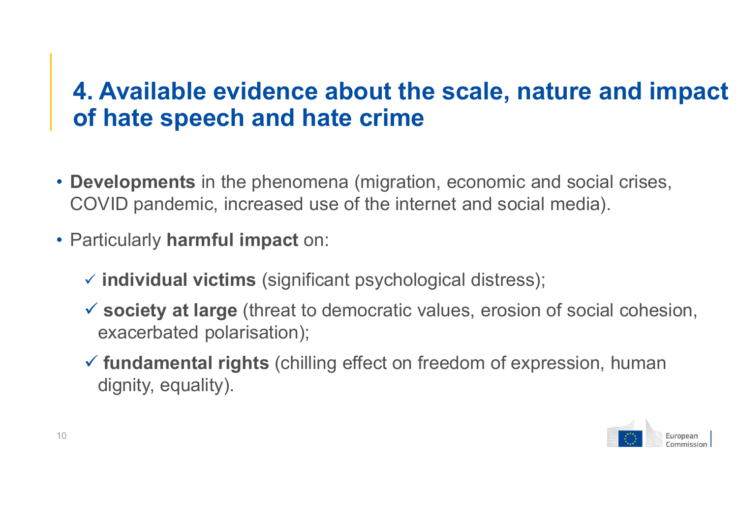# 4. Available evidence about the scale, nature and impact of hate speech and hate crime

- **Developments** in the phenomena (migration, economic and social crises, COVID pandemic, increased use of the internet and social media).
- Particularly **harmful impact** on:
  - ✓ **individual victims** (significant psychological distress);
  - ✓ **society at large** (threat to democratic values, erosion of social cohesion, exacerbated polarisation);
  - ✓ **fundamental rights** (chilling effect on freedom of expression, human dignity, equality).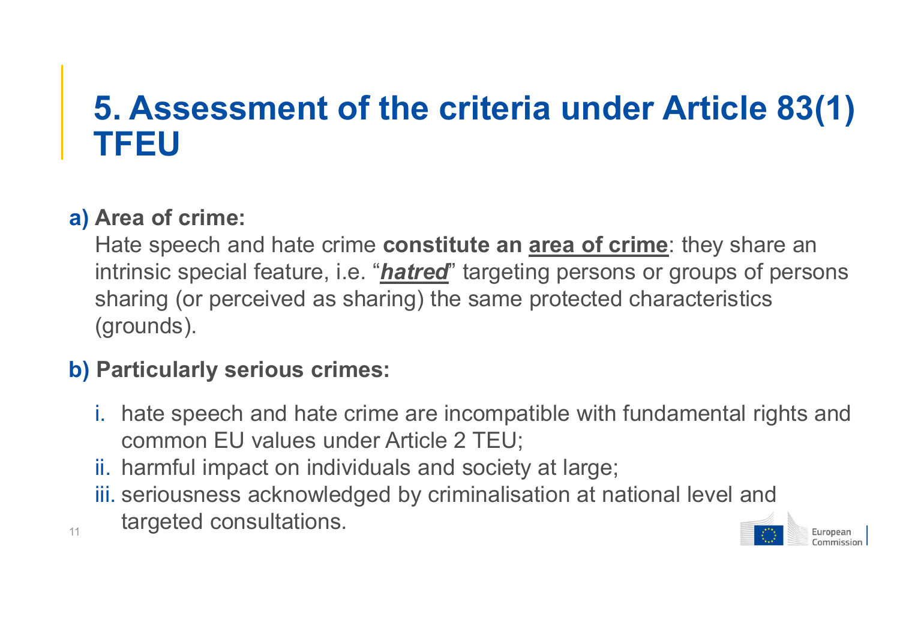# 5. Assessment of the criteria under Article 83(1) TFEU

**a) Area of crime:**

Hate speech and hate crime **constitute an <u>area of crime</u>**: they share an intrinsic special feature, i.e. "***<u>hatred</u>***" targeting persons or groups of persons sharing (or perceived as sharing) the same protected characteristics (grounds).

**b) Particularly serious crimes:**

i. hate speech and hate crime are incompatible with fundamental rights and common EU values under Article 2 TEU;
ii. harmful impact on individuals and society at large;
iii. seriousness acknowledged by criminalisation at national level and targeted consultations.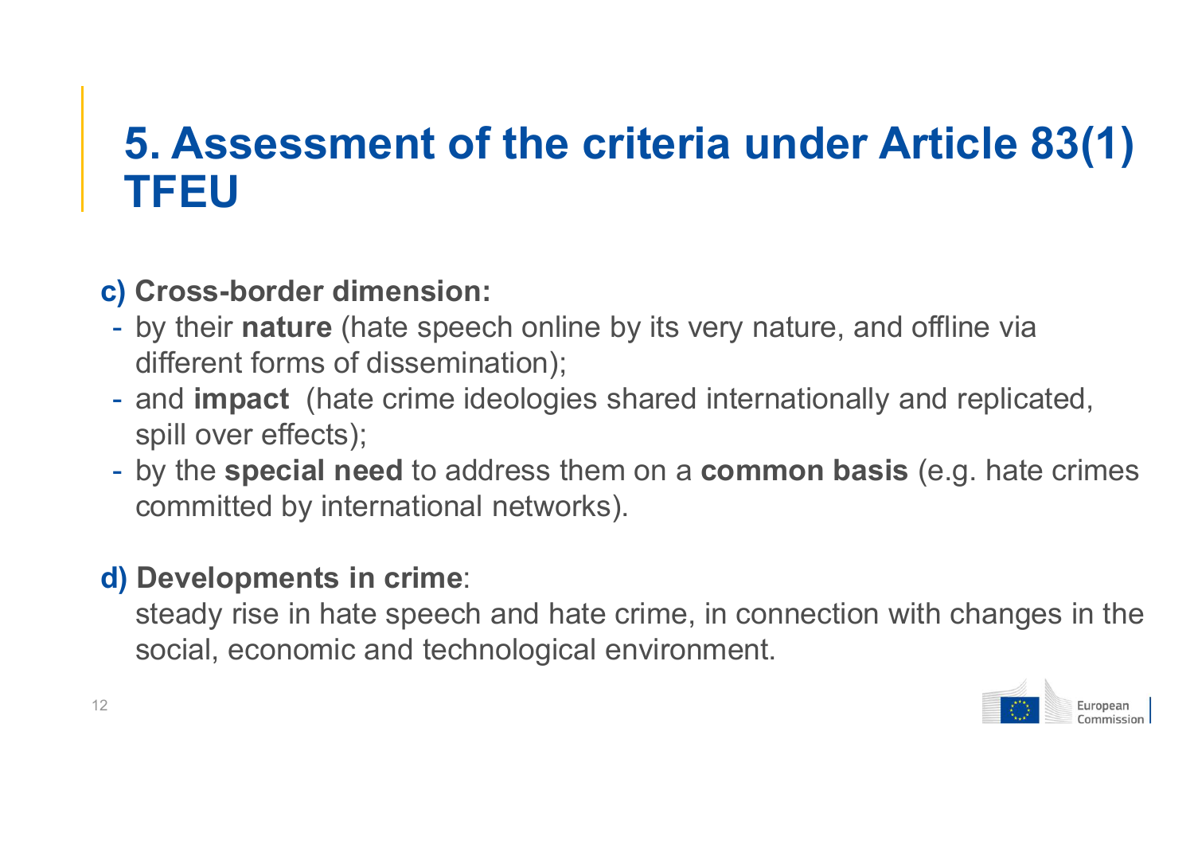# 5. Assessment of the criteria under Article 83(1) TFEU

**c) Cross-border dimension:**

- by their **nature** (hate speech online by its very nature, and offline via different forms of dissemination);
- and **impact** (hate crime ideologies shared internationally and replicated, spill over effects);
- by the **special need** to address them on a **common basis** (e.g. hate crimes committed by international networks).

**d) Developments in crime**:

steady rise in hate speech and hate crime, in connection with changes in the social, economic and technological environment.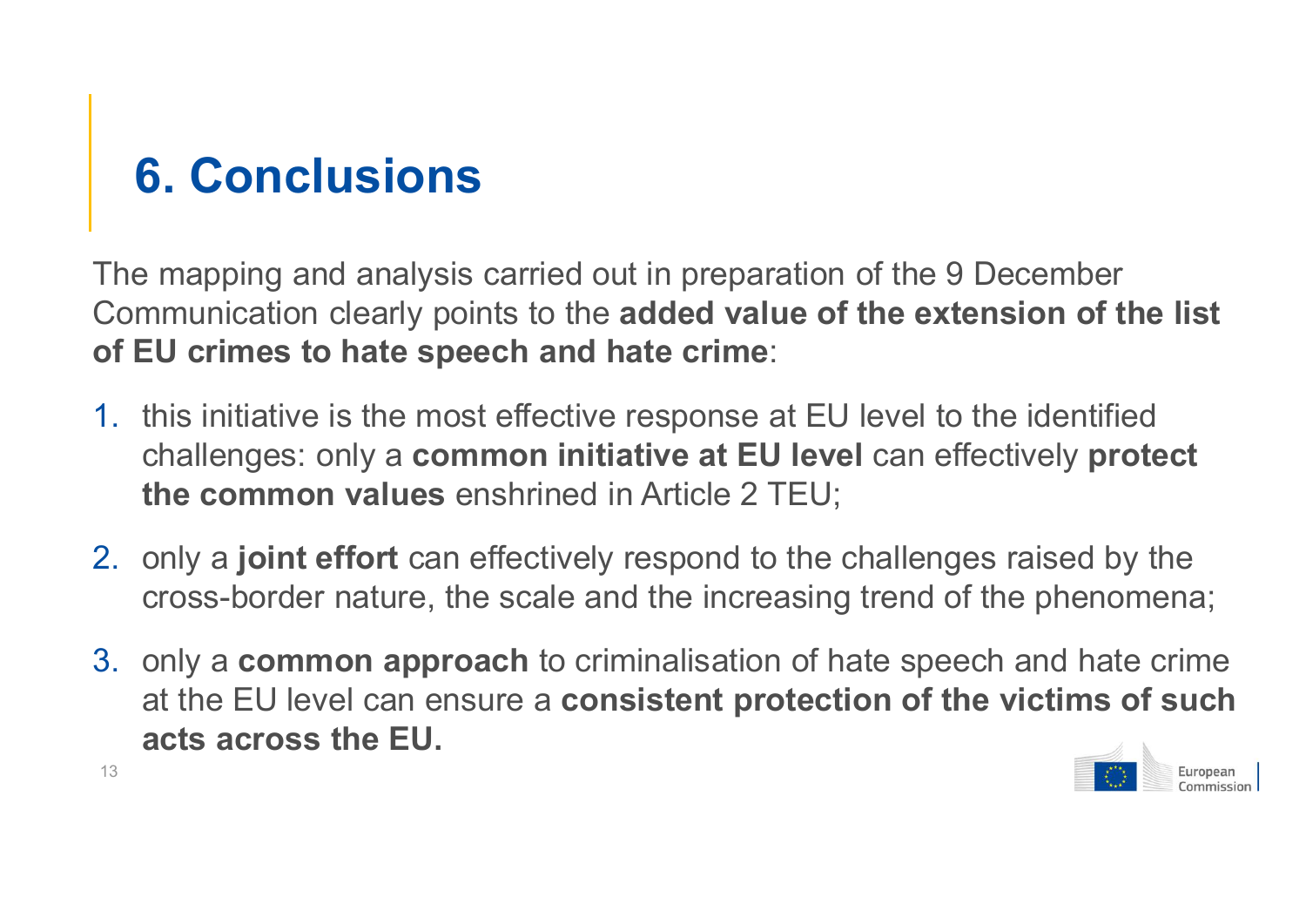# 6. Conclusions

The mapping and analysis carried out in preparation of the 9 December Communication clearly points to the **added value of the extension of the list of EU crimes to hate speech and hate crime**:

1. this initiative is the most effective response at EU level to the identified challenges: only a **common initiative at EU level** can effectively **protect the common values** enshrined in Article 2 TEU;
2. only a **joint effort** can effectively respond to the challenges raised by the cross-border nature, the scale and the increasing trend of the phenomena;
3. only a **common approach** to criminalisation of hate speech and hate crime at the EU level can ensure a **consistent protection of the victims of such acts across the EU.**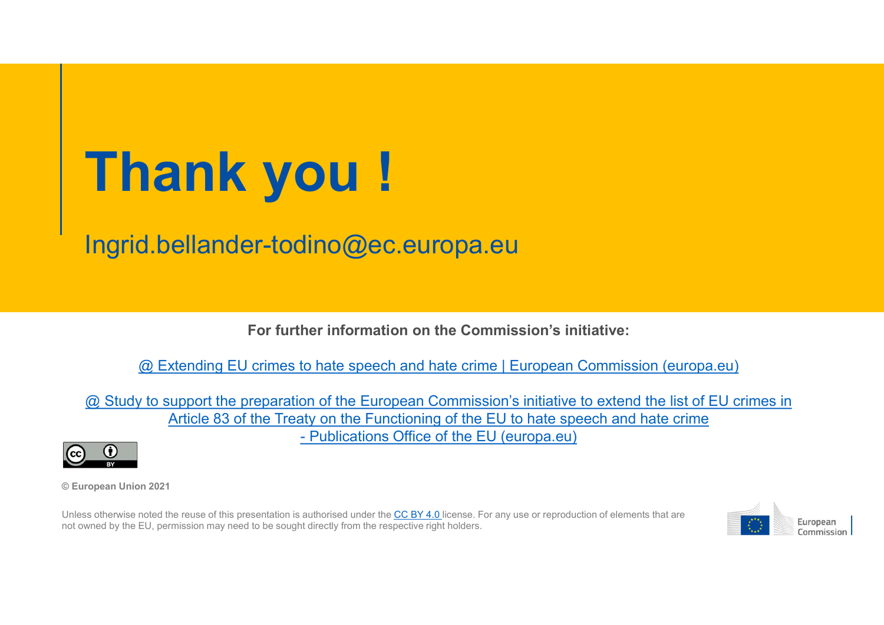# Thank you !

Ingrid.bellander-todino@ec.europa.eu

**For further information on the Commission's initiative:**

@ Extending EU crimes to hate speech and hate crime | European Commission (europa.eu)

@ Study to support the preparation of the European Commission's initiative to extend the list of EU crimes in Article 83 of the Treaty on the Functioning of the EU to hate speech and hate crime - Publications Office of the EU (europa.eu)

**© European Union 2021**

Unless otherwise noted the reuse of this presentation is authorised under the CC BY 4.0 license. For any use or reproduction of elements that are not owned by the EU, permission may need to be sought directly from the respective right holders.